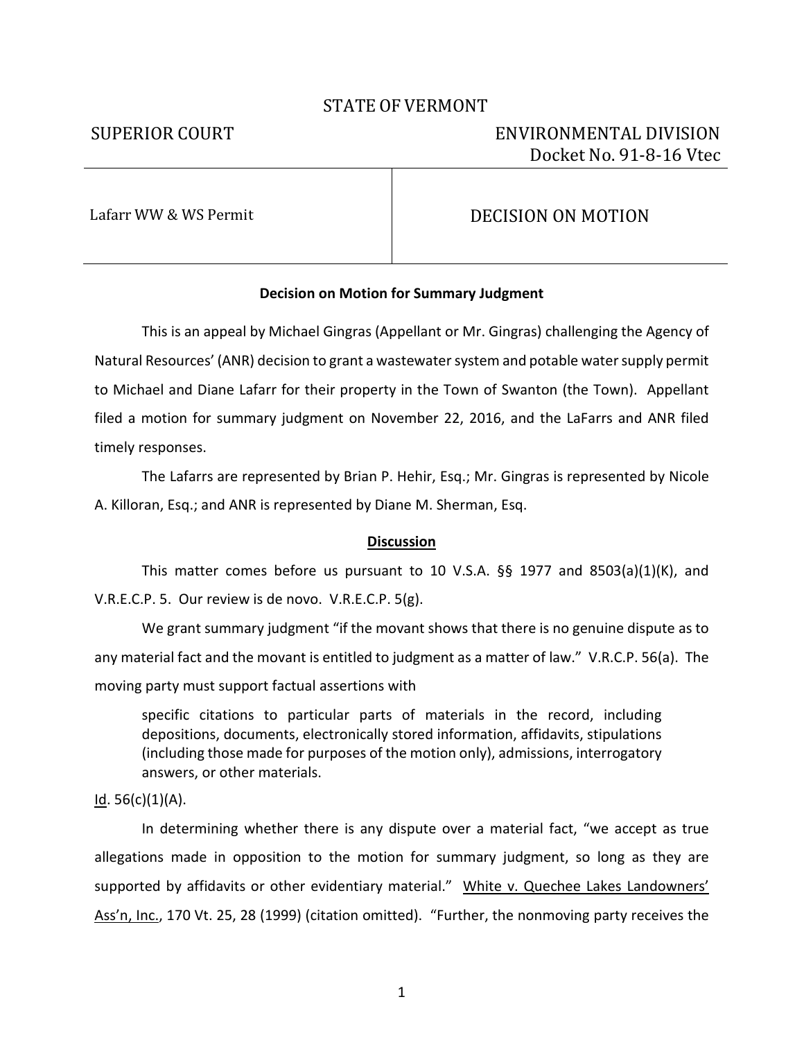STATE OF VERMONT

SUPERIOR COURT — ENVIRONMENTAL DIVISION

Docket No. 91-8-16 Vtec

| Lafarr WW & WS Permit | DECISION ON MOTION |
|---|---|

**Decision on Motion for Summary Judgment**

This is an appeal by Michael Gingras (Appellant or Mr. Gingras) challenging the Agency of Natural Resources' (ANR) decision to grant a wastewater system and potable water supply permit to Michael and Diane Lafarr for their property in the Town of Swanton (the Town). Appellant filed a motion for summary judgment on November 22, 2016, and the LaFarrs and ANR filed timely responses.

The Lafarrs are represented by Brian P. Hehir, Esq.; Mr. Gingras is represented by Nicole A. Killoran, Esq.; and ANR is represented by Diane M. Sherman, Esq.

## Discussion

This matter comes before us pursuant to 10 V.S.A. §§ 1977 and 8503(a)(1)(K), and V.R.E.C.P. 5. Our review is de novo. V.R.E.C.P. 5(g).

We grant summary judgment "if the movant shows that there is no genuine dispute as to any material fact and the movant is entitled to judgment as a matter of law." V.R.C.P. 56(a). The moving party must support factual assertions with

> specific citations to particular parts of materials in the record, including depositions, documents, electronically stored information, affidavits, stipulations (including those made for purposes of the motion only), admissions, interrogatory answers, or other materials.

Id. 56(c)(1)(A).

In determining whether there is any dispute over a material fact, "we accept as true allegations made in opposition to the motion for summary judgment, so long as they are supported by affidavits or other evidentiary material." White v. Quechee Lakes Landowners' Ass'n, Inc., 170 Vt. 25, 28 (1999) (citation omitted). "Further, the nonmoving party receives the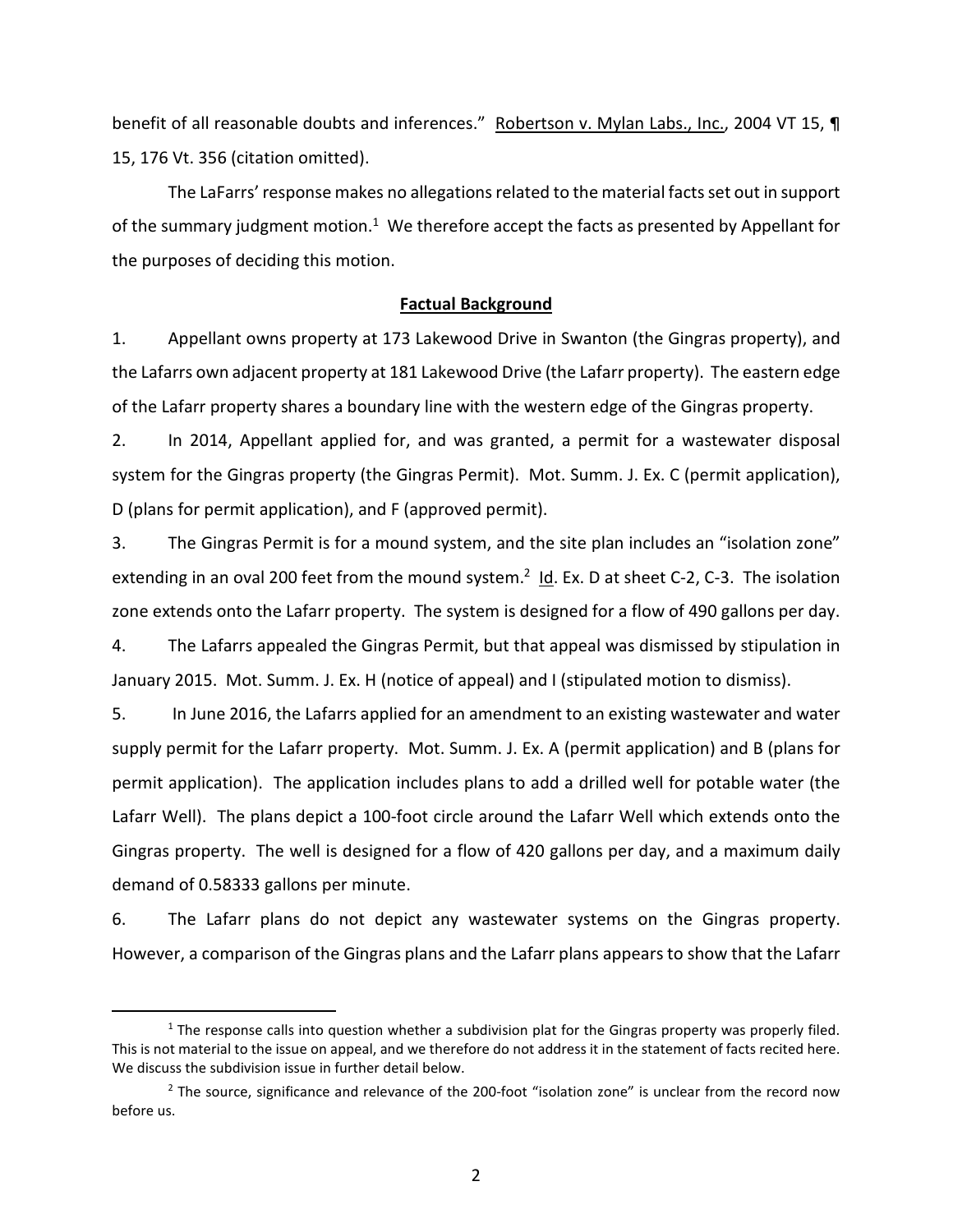benefit of all reasonable doubts and inferences." Robertson v. Mylan Labs., Inc., 2004 VT 15, ¶ 15, 176 Vt. 356 (citation omitted).

The LaFarrs' response makes no allegations related to the material facts set out in support of the summary judgment motion.[1] We therefore accept the facts as presented by Appellant for the purposes of deciding this motion.

## Factual Background

1. Appellant owns property at 173 Lakewood Drive in Swanton (the Gingras property), and the Lafarrs own adjacent property at 181 Lakewood Drive (the Lafarr property). The eastern edge of the Lafarr property shares a boundary line with the western edge of the Gingras property.

2. In 2014, Appellant applied for, and was granted, a permit for a wastewater disposal system for the Gingras property (the Gingras Permit). Mot. Summ. J. Ex. C (permit application), D (plans for permit application), and F (approved permit).

3. The Gingras Permit is for a mound system, and the site plan includes an "isolation zone" extending in an oval 200 feet from the mound system.[2] Id. Ex. D at sheet C-2, C-3. The isolation zone extends onto the Lafarr property. The system is designed for a flow of 490 gallons per day.

4. The Lafarrs appealed the Gingras Permit, but that appeal was dismissed by stipulation in January 2015. Mot. Summ. J. Ex. H (notice of appeal) and I (stipulated motion to dismiss).

5. In June 2016, the Lafarrs applied for an amendment to an existing wastewater and water supply permit for the Lafarr property. Mot. Summ. J. Ex. A (permit application) and B (plans for permit application). The application includes plans to add a drilled well for potable water (the Lafarr Well). The plans depict a 100-foot circle around the Lafarr Well which extends onto the Gingras property. The well is designed for a flow of 420 gallons per day, and a maximum daily demand of 0.58333 gallons per minute.

6. The Lafarr plans do not depict any wastewater systems on the Gingras property. However, a comparison of the Gingras plans and the Lafarr plans appears to show that the Lafarr

---

[1] The response calls into question whether a subdivision plat for the Gingras property was properly filed. This is not material to the issue on appeal, and we therefore do not address it in the statement of facts recited here. We discuss the subdivision issue in further detail below.

[2] The source, significance and relevance of the 200-foot "isolation zone" is unclear from the record now before us.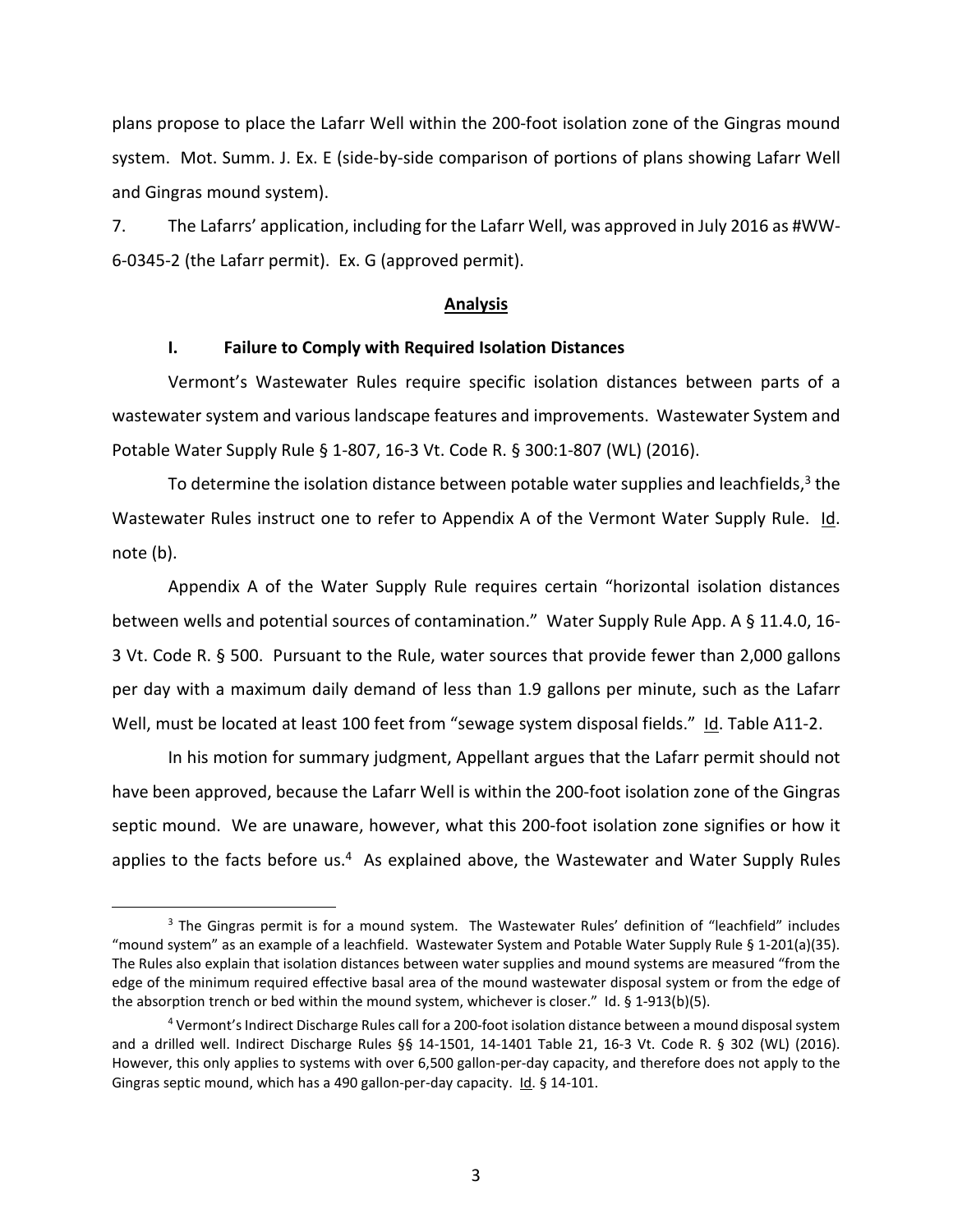plans propose to place the Lafarr Well within the 200-foot isolation zone of the Gingras mound system. Mot. Summ. J. Ex. E (side-by-side comparison of portions of plans showing Lafarr Well and Gingras mound system).

7. The Lafarrs' application, including for the Lafarr Well, was approved in July 2016 as #WW-6-0345-2 (the Lafarr permit). Ex. G (approved permit).

## Analysis

### I. Failure to Comply with Required Isolation Distances

Vermont's Wastewater Rules require specific isolation distances between parts of a wastewater system and various landscape features and improvements. Wastewater System and Potable Water Supply Rule § 1-807, 16-3 Vt. Code R. § 300:1-807 (WL) (2016).

To determine the isolation distance between potable water supplies and leachfields,[3] the Wastewater Rules instruct one to refer to Appendix A of the Vermont Water Supply Rule. Id. note (b).

Appendix A of the Water Supply Rule requires certain "horizontal isolation distances between wells and potential sources of contamination." Water Supply Rule App. A § 11.4.0, 16-3 Vt. Code R. § 500. Pursuant to the Rule, water sources that provide fewer than 2,000 gallons per day with a maximum daily demand of less than 1.9 gallons per minute, such as the Lafarr Well, must be located at least 100 feet from "sewage system disposal fields." Id. Table A11-2.

In his motion for summary judgment, Appellant argues that the Lafarr permit should not have been approved, because the Lafarr Well is within the 200-foot isolation zone of the Gingras septic mound. We are unaware, however, what this 200-foot isolation zone signifies or how it applies to the facts before us.[4] As explained above, the Wastewater and Water Supply Rules

---

[3] The Gingras permit is for a mound system. The Wastewater Rules' definition of "leachfield" includes "mound system" as an example of a leachfield. Wastewater System and Potable Water Supply Rule § 1-201(a)(35). The Rules also explain that isolation distances between water supplies and mound systems are measured "from the edge of the minimum required effective basal area of the mound wastewater disposal system or from the edge of the absorption trench or bed within the mound system, whichever is closer." Id. § 1-913(b)(5).

[4] Vermont's Indirect Discharge Rules call for a 200-foot isolation distance between a mound disposal system and a drilled well. Indirect Discharge Rules §§ 14-1501, 14-1401 Table 21, 16-3 Vt. Code R. § 302 (WL) (2016). However, this only applies to systems with over 6,500 gallon-per-day capacity, and therefore does not apply to the Gingras septic mound, which has a 490 gallon-per-day capacity. Id. § 14-101.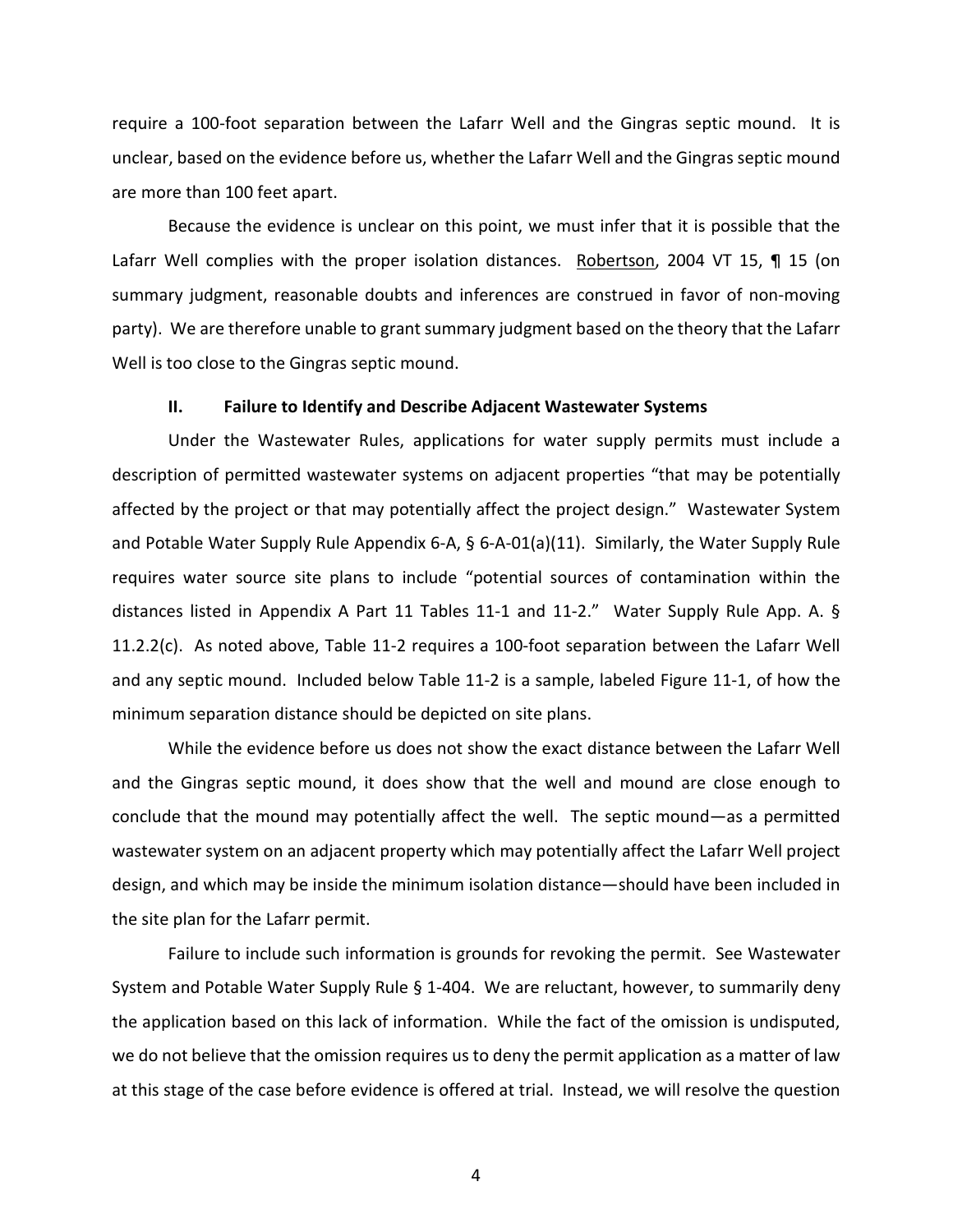require a 100-foot separation between the Lafarr Well and the Gingras septic mound. It is unclear, based on the evidence before us, whether the Lafarr Well and the Gingras septic mound are more than 100 feet apart.

Because the evidence is unclear on this point, we must infer that it is possible that the Lafarr Well complies with the proper isolation distances. Robertson, 2004 VT 15, ¶ 15 (on summary judgment, reasonable doubts and inferences are construed in favor of non-moving party). We are therefore unable to grant summary judgment based on the theory that the Lafarr Well is too close to the Gingras septic mound.

### II. Failure to Identify and Describe Adjacent Wastewater Systems

Under the Wastewater Rules, applications for water supply permits must include a description of permitted wastewater systems on adjacent properties "that may be potentially affected by the project or that may potentially affect the project design." Wastewater System and Potable Water Supply Rule Appendix 6-A, § 6-A-01(a)(11). Similarly, the Water Supply Rule requires water source site plans to include "potential sources of contamination within the distances listed in Appendix A Part 11 Tables 11-1 and 11-2." Water Supply Rule App. A. § 11.2.2(c). As noted above, Table 11-2 requires a 100-foot separation between the Lafarr Well and any septic mound. Included below Table 11-2 is a sample, labeled Figure 11-1, of how the minimum separation distance should be depicted on site plans.

While the evidence before us does not show the exact distance between the Lafarr Well and the Gingras septic mound, it does show that the well and mound are close enough to conclude that the mound may potentially affect the well. The septic mound—as a permitted wastewater system on an adjacent property which may potentially affect the Lafarr Well project design, and which may be inside the minimum isolation distance—should have been included in the site plan for the Lafarr permit.

Failure to include such information is grounds for revoking the permit. See Wastewater System and Potable Water Supply Rule § 1-404. We are reluctant, however, to summarily deny the application based on this lack of information. While the fact of the omission is undisputed, we do not believe that the omission requires us to deny the permit application as a matter of law at this stage of the case before evidence is offered at trial. Instead, we will resolve the question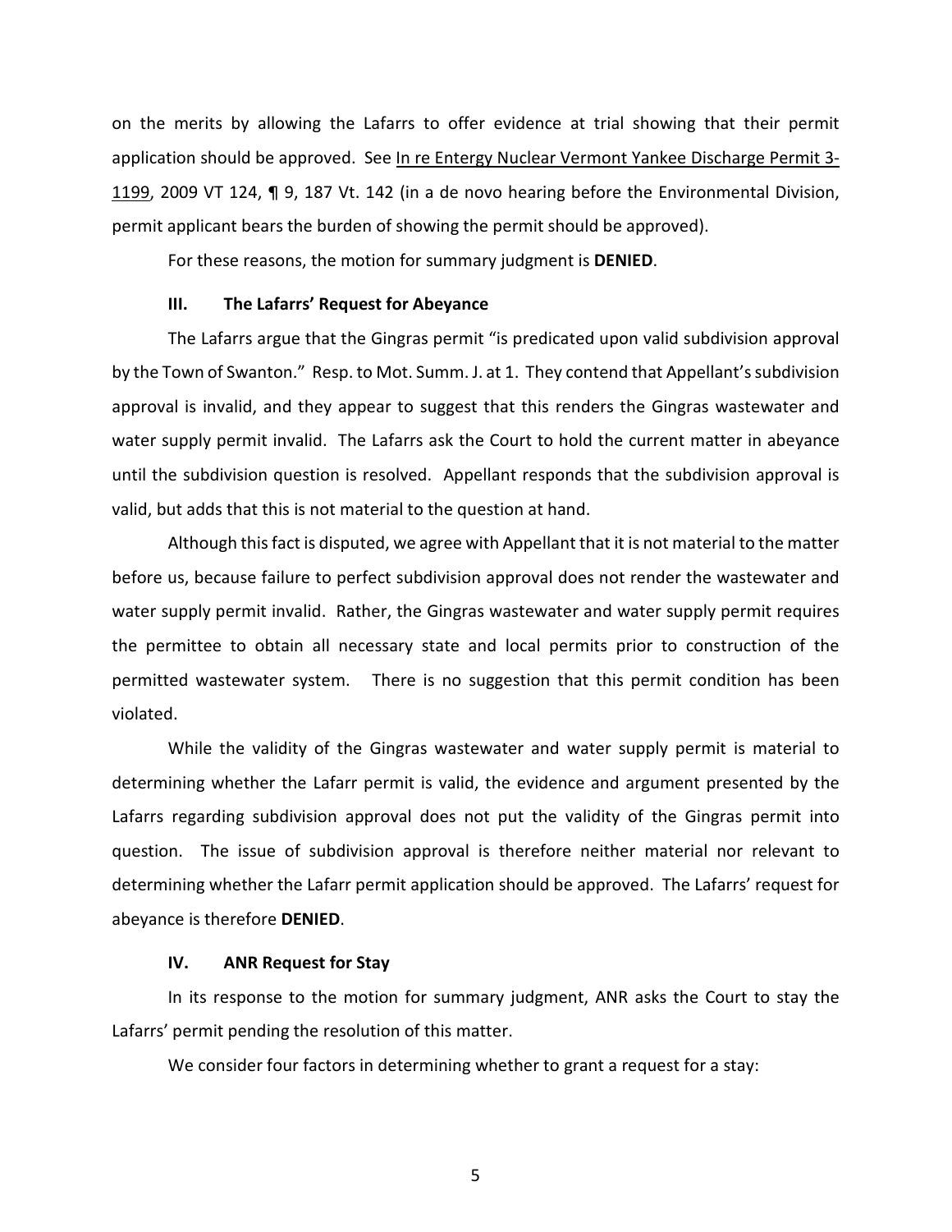on the merits by allowing the Lafarrs to offer evidence at trial showing that their permit application should be approved. See In re Entergy Nuclear Vermont Yankee Discharge Permit 3-1199, 2009 VT 124, ¶ 9, 187 Vt. 142 (in a de novo hearing before the Environmental Division, permit applicant bears the burden of showing the permit should be approved).

For these reasons, the motion for summary judgment is **DENIED**.

### III. The Lafarrs' Request for Abeyance

The Lafarrs argue that the Gingras permit "is predicated upon valid subdivision approval by the Town of Swanton." Resp. to Mot. Summ. J. at 1. They contend that Appellant's subdivision approval is invalid, and they appear to suggest that this renders the Gingras wastewater and water supply permit invalid. The Lafarrs ask the Court to hold the current matter in abeyance until the subdivision question is resolved. Appellant responds that the subdivision approval is valid, but adds that this is not material to the question at hand.

Although this fact is disputed, we agree with Appellant that it is not material to the matter before us, because failure to perfect subdivision approval does not render the wastewater and water supply permit invalid. Rather, the Gingras wastewater and water supply permit requires the permittee to obtain all necessary state and local permits prior to construction of the permitted wastewater system. There is no suggestion that this permit condition has been violated.

While the validity of the Gingras wastewater and water supply permit is material to determining whether the Lafarr permit is valid, the evidence and argument presented by the Lafarrs regarding subdivision approval does not put the validity of the Gingras permit into question. The issue of subdivision approval is therefore neither material nor relevant to determining whether the Lafarr permit application should be approved. The Lafarrs' request for abeyance is therefore **DENIED**.

### IV. ANR Request for Stay

In its response to the motion for summary judgment, ANR asks the Court to stay the Lafarrs' permit pending the resolution of this matter.

We consider four factors in determining whether to grant a request for a stay: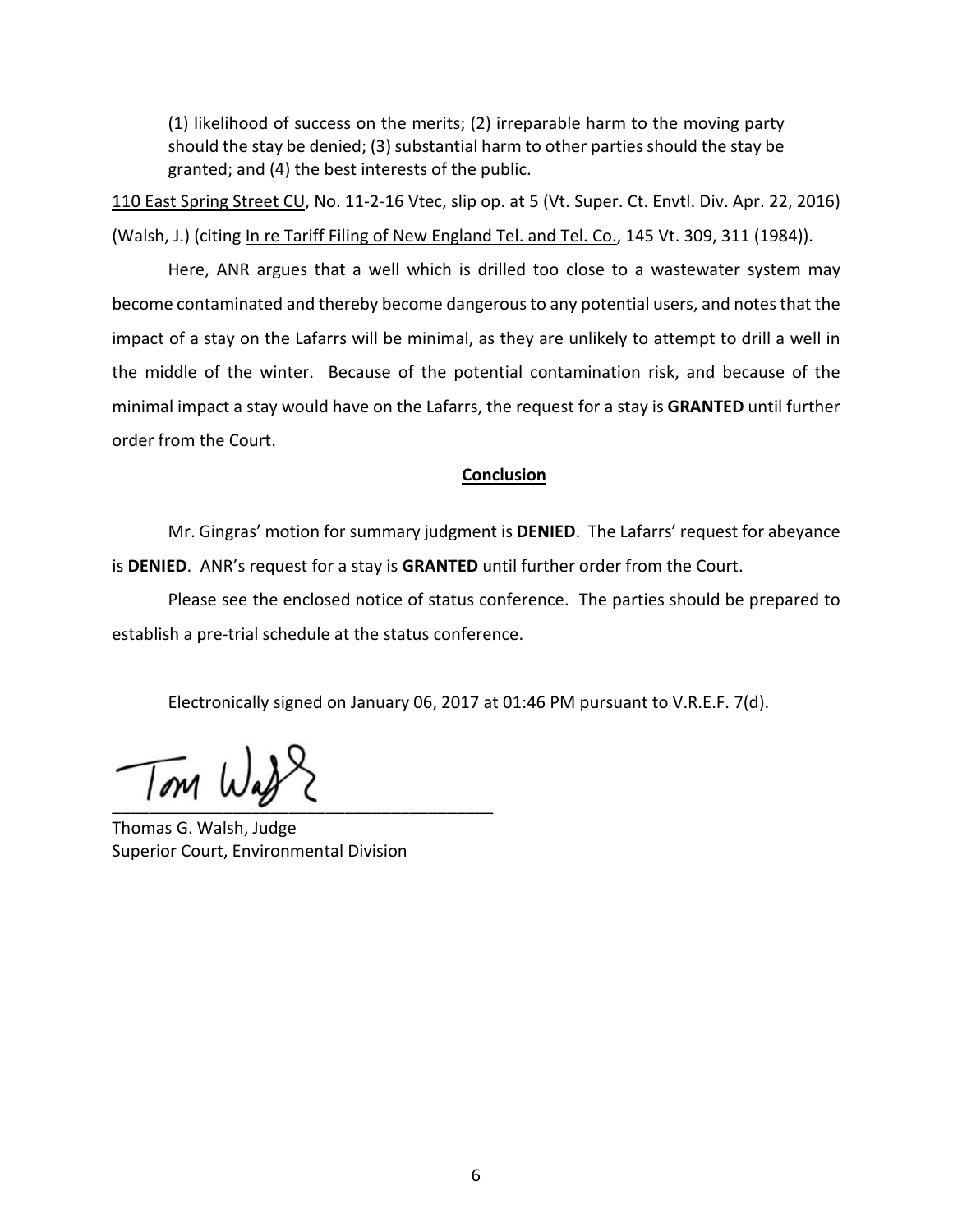> (1) likelihood of success on the merits; (2) irreparable harm to the moving party should the stay be denied; (3) substantial harm to other parties should the stay be granted; and (4) the best interests of the public.

110 East Spring Street CU, No. 11-2-16 Vtec, slip op. at 5 (Vt. Super. Ct. Envtl. Div. Apr. 22, 2016) (Walsh, J.) (citing In re Tariff Filing of New England Tel. and Tel. Co., 145 Vt. 309, 311 (1984)).

Here, ANR argues that a well which is drilled too close to a wastewater system may become contaminated and thereby become dangerous to any potential users, and notes that the impact of a stay on the Lafarrs will be minimal, as they are unlikely to attempt to drill a well in the middle of the winter. Because of the potential contamination risk, and because of the minimal impact a stay would have on the Lafarrs, the request for a stay is **GRANTED** until further order from the Court.

## Conclusion

Mr. Gingras' motion for summary judgment is **DENIED**. The Lafarrs' request for abeyance is **DENIED**. ANR's request for a stay is **GRANTED** until further order from the Court.

Please see the enclosed notice of status conference. The parties should be prepared to establish a pre-trial schedule at the status conference.

Electronically signed on January 06, 2017 at 01:46 PM pursuant to V.R.E.F. 7(d).

Thomas G. Walsh, Judge
Superior Court, Environmental Division